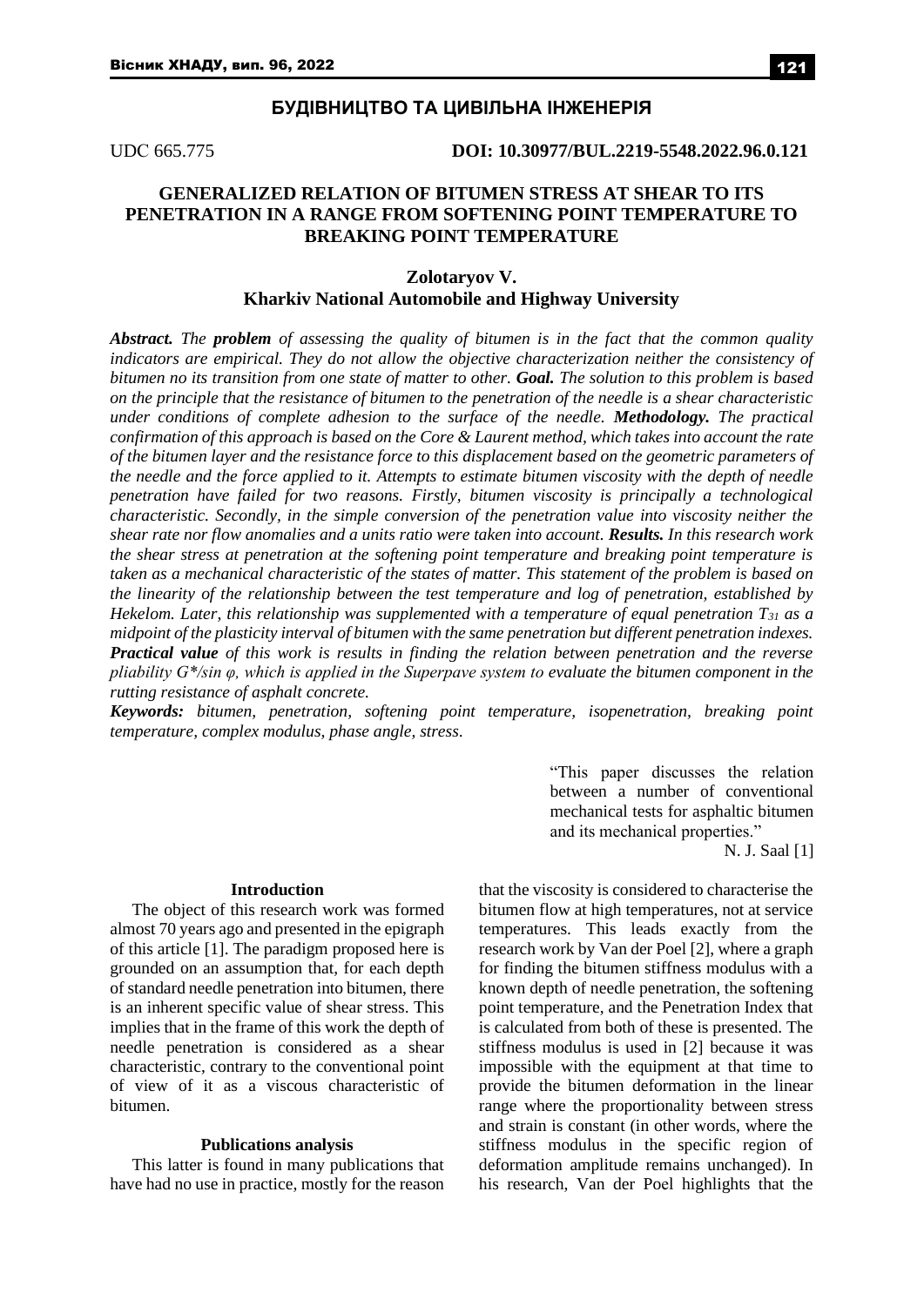## БУДІВНИЦТВО ТА ЦИВІЛЬНА ІНЖЕНЕРІЯ

UDC 665.775 **DOI: 10.30977/BUL.2219-5548.2022.96.0.121**

# GENERALIZED RELATION OF BITUMEN STRESS AT SHEAR TO ITS PENETRATION IN A RANGE FROM SOFTENING POINT TEMPERATURE TO BREAKING POINT TEMPERATURE

**Zolotaryov V.**
**Kharkiv National Automobile and Highway University**

***Abstract.*** *The* ***problem*** *of assessing the quality of bitumen is in the fact that the common quality indicators are empirical. They do not allow the objective characterization neither the consistency of bitumen no its transition from one state of matter to other.* ***Goal.*** *The solution to this problem is based on the principle that the resistance of bitumen to the penetration of the needle is a shear characteristic under conditions of complete adhesion to the surface of the needle.* ***Methodology.*** *The practical confirmation of this approach is based on the Core & Laurent method, which takes into account the rate of the bitumen layer and the resistance force to this displacement based on the geometric parameters of the needle and the force applied to it. Attempts to estimate bitumen viscosity with the depth of needle penetration have failed for two reasons. Firstly, bitumen viscosity is principally a technological characteristic. Secondly, in the simple conversion of the penetration value into viscosity neither the shear rate nor flow anomalies and a units ratio were taken into account.* ***Results.*** *In this research work the shear stress at penetration at the softening point temperature and breaking point temperature is taken as a mechanical characteristic of the states of matter. This statement of the problem is based on the linearity of the relationship between the test temperature and log of penetration, established by Hekelom. Later, this relationship was supplemented with a temperature of equal penetration $T_{31}$ as a midpoint of the plasticity interval of bitumen with the same penetration but different penetration indexes.* ***Practical value*** *of this work is results in finding the relation between penetration and the reverse pliability $G^*/\sin\varphi$, which is applied in the Superpave system to evaluate the bitumen component in the rutting resistance of asphalt concrete.*

***Keywords:*** *bitumen, penetration, softening point temperature, isopenetration, breaking point temperature, complex modulus, phase angle, stress.*

> "This paper discusses the relation between a number of conventional mechanical tests for asphaltic bitumen and its mechanical properties."
>
> N. J. Saal [1]

### Introduction

The object of this research work was formed almost 70 years ago and presented in the epigraph of this article [1]. The paradigm proposed here is grounded on an assumption that, for each depth of standard needle penetration into bitumen, there is an inherent specific value of shear stress. This implies that in the frame of this work the depth of needle penetration is considered as a shear characteristic, contrary to the conventional point of view of it as a viscous characteristic of bitumen.

### Publications analysis

This latter is found in many publications that have had no use in practice, mostly for the reason that the viscosity is considered to characterise the bitumen flow at high temperatures, not at service temperatures. This leads exactly from the research work by Van der Poel [2], where a graph for finding the bitumen stiffness modulus with a known depth of needle penetration, the softening point temperature, and the Penetration Index that is calculated from both of these is presented. The stiffness modulus is used in [2] because it was impossible with the equipment at that time to provide the bitumen deformation in the linear range where the proportionality between stress and strain is constant (in other words, where the stiffness modulus in the specific region of deformation amplitude remains unchanged). In his research, Van der Poel highlights that the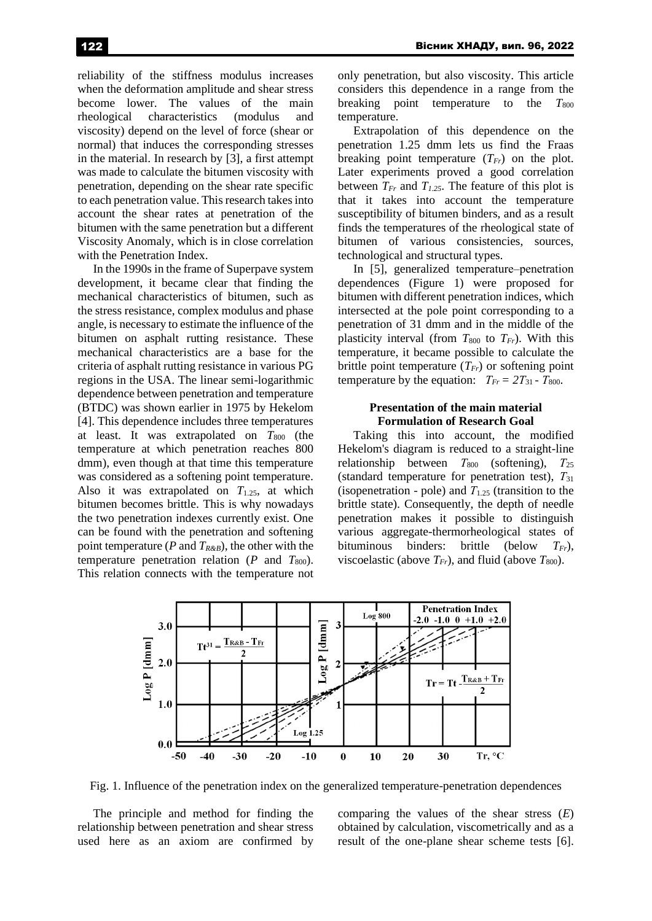reliability of the stiffness modulus increases when the deformation amplitude and shear stress become lower. The values of the main rheological characteristics (modulus and viscosity) depend on the level of force (shear or normal) that induces the corresponding stresses in the material. In research by [3], a first attempt was made to calculate the bitumen viscosity with penetration, depending on the shear rate specific to each penetration value. This research takes into account the shear rates at penetration of the bitumen with the same penetration but a different Viscosity Anomaly, which is in close correlation with the Penetration Index.

In the 1990s in the frame of Superpave system development, it became clear that finding the mechanical characteristics of bitumen, such as the stress resistance, complex modulus and phase angle, is necessary to estimate the influence of the bitumen on asphalt rutting resistance. These mechanical characteristics are a base for the criteria of asphalt rutting resistance in various PG regions in the USA. The linear semi-logarithmic dependence between penetration and temperature (BTDC) was shown earlier in 1975 by Hekelom [4]. This dependence includes three temperatures at least. It was extrapolated on $T_{800}$ (the temperature at which penetration reaches 800 dmm), even though at that time this temperature was considered as a softening point temperature. Also it was extrapolated on $T_{1.25}$, at which bitumen becomes brittle. This is why nowadays the two penetration indexes currently exist. One can be found with the penetration and softening point temperature ($P$ and $T_{R\&B}$), the other with the temperature penetration relation ($P$ and $T_{800}$). This relation connects with the temperature not only penetration, but also viscosity. This article considers this dependence in a range from the breaking point temperature to the $T_{800}$ temperature.

Extrapolation of this dependence on the penetration 1.25 dmm lets us find the Fraas breaking point temperature ($T_{Fr}$) on the plot. Later experiments proved a good correlation between $T_{Fr}$ and $T_{1.25}$. The feature of this plot is that it takes into account the temperature susceptibility of bitumen binders, and as a result finds the temperatures of the rheological state of bitumen of various consistencies, sources, technological and structural types.

In [5], generalized temperature–penetration dependences (Figure 1) were proposed for bitumen with different penetration indices, which intersected at the pole point corresponding to a penetration of 31 dmm and in the middle of the plasticity interval (from $T_{800}$ to $T_{Fr}$). With this temperature, it became possible to calculate the brittle point temperature ($T_{Fr}$) or softening point temperature by the equation: $T_{Fr} = 2T_{31} - T_{800}$.

## Presentation of the main material
## Formulation of Research Goal

Taking this into account, the modified Hekelom's diagram is reduced to a straight-line relationship between $T_{800}$ (softening), $T_{25}$ (standard temperature for penetration test), $T_{31}$ (isopenetration - pole) and $T_{1.25}$ (transition to the brittle state). Consequently, the depth of needle penetration makes it possible to distinguish various aggregate-thermorheological states of bituminous binders: brittle (below $T_{Fr}$), viscoelastic (above $T_{Fr}$), and fluid (above $T_{800}$).

Fig. 1. Influence of the penetration index on the generalized temperature-penetration dependences

The principle and method for finding the relationship between penetration and shear stress used here as an axiom are confirmed by comparing the values of the shear stress ($E$) obtained by calculation, viscometrically and as a result of the one-plane shear scheme tests [6].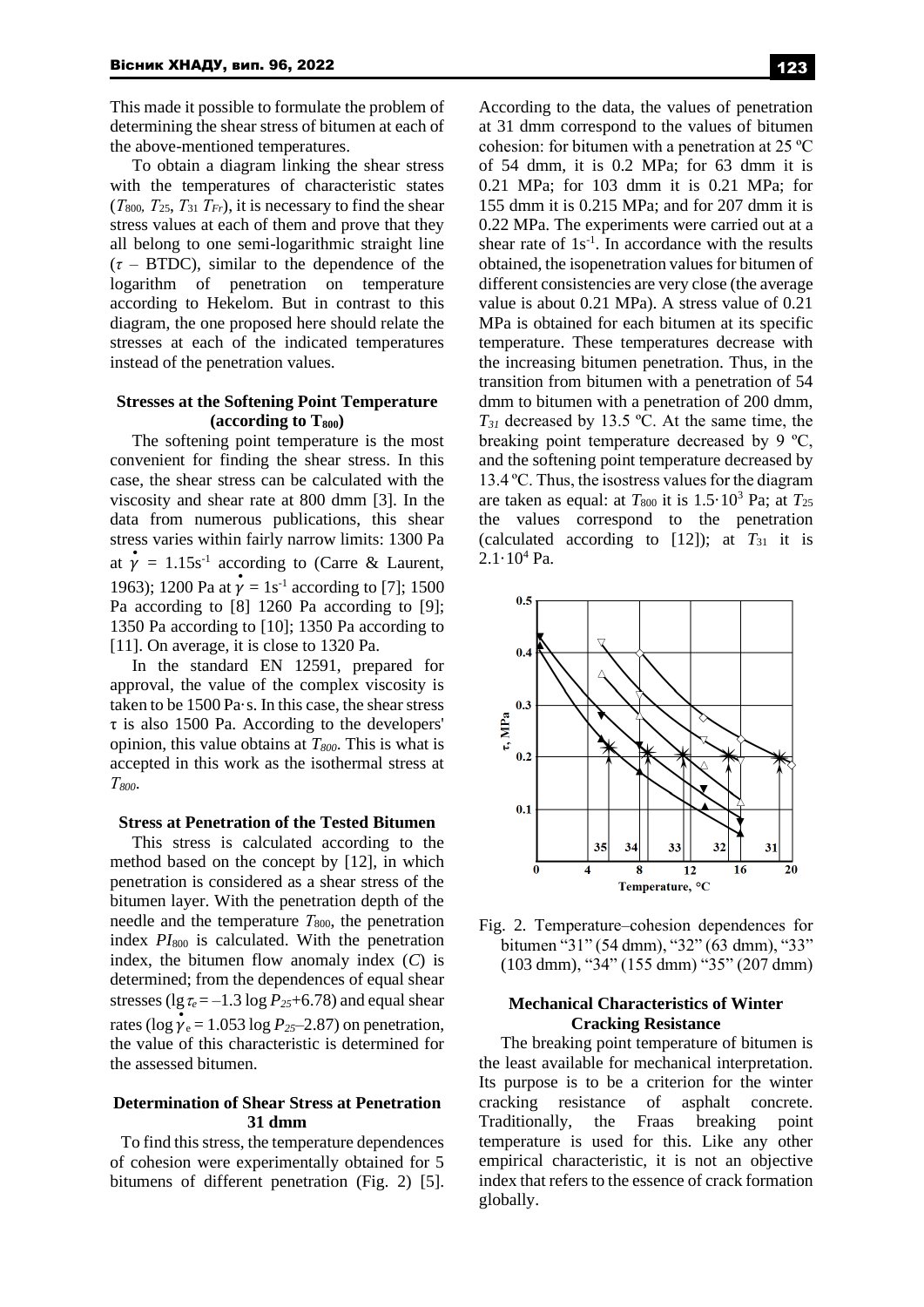This made it possible to formulate the problem of determining the shear stress of bitumen at each of the above-mentioned temperatures.

To obtain a diagram linking the shear stress with the temperatures of characteristic states ($T_{800}$, $T_{25}$, $T_{31}$ $T_{Fr}$), it is necessary to find the shear stress values at each of them and prove that they all belong to one semi-logarithmic straight line ($\tau$ – BTDC), similar to the dependence of the logarithm of penetration on temperature according to Hekelom. But in contrast to this diagram, the one proposed here should relate the stresses at each of the indicated temperatures instead of the penetration values.

### Stresses at the Softening Point Temperature (according to $T_{800}$)

The softening point temperature is the most convenient for finding the shear stress. In this case, the shear stress can be calculated with the viscosity and shear rate at 800 dmm [3]. In the data from numerous publications, this shear stress varies within fairly narrow limits: 1300 Pa at $\dot{\gamma}$ = 1.15s$^{-1}$ according to (Carre & Laurent, 1963); 1200 Pa at $\dot{\gamma}$ = 1s$^{-1}$ according to [7]; 1500 Pa according to [8] 1260 Pa according to [9]; 1350 Pa according to [10]; 1350 Pa according to [11]. On average, it is close to 1320 Pa.

In the standard EN 12591, prepared for approval, the value of the complex viscosity is taken to be 1500 Pa·s. In this case, the shear stress τ is also 1500 Pa. According to the developers' opinion, this value obtains at $T_{800}$. This is what is accepted in this work as the isothermal stress at $T_{800}$.

### Stress at Penetration of the Tested Bitumen

This stress is calculated according to the method based on the concept by [12], in which penetration is considered as a shear stress of the bitumen layer. With the penetration depth of the needle and the temperature $T_{800}$, the penetration index $PI_{800}$ is calculated. With the penetration index, the bitumen flow anomaly index ($C$) is determined; from the dependences of equal shear stresses ($\lg \tau_e = -1.3 \log P_{25} + 6.78$) and equal shear rates ($\log \dot{\gamma}_e = 1.053 \log P_{25} - 2.87$) on penetration, the value of this characteristic is determined for the assessed bitumen.

### Determination of Shear Stress at Penetration 31 dmm

To find this stress, the temperature dependences of cohesion were experimentally obtained for 5 bitumens of different penetration (Fig. 2) [5]. According to the data, the values of penetration at 31 dmm correspond to the values of bitumen cohesion: for bitumen with a penetration at 25 ºC of 54 dmm, it is 0.2 MPa; for 63 dmm it is 0.21 MPa; for 103 dmm it is 0.21 MPa; for 155 dmm it is 0.215 MPa; and for 207 dmm it is 0.22 MPa. The experiments were carried out at a shear rate of 1s$^{-1}$. In accordance with the results obtained, the isopenetration values for bitumen of different consistencies are very close (the average value is about 0.21 MPa). A stress value of 0.21 MPa is obtained for each bitumen at its specific temperature. These temperatures decrease with the increasing bitumen penetration. Thus, in the transition from bitumen with a penetration of 54 dmm to bitumen with a penetration of 200 dmm, $T_{31}$ decreased by 13.5 ºC. At the same time, the breaking point temperature decreased by 9 ºC, and the softening point temperature decreased by 13.4 ºC. Thus, the isostress values for the diagram are taken as equal: at $T_{800}$ it is $1.5 \cdot 10^3$ Pa; at $T_{25}$ the values correspond to the penetration (calculated according to [12]); at $T_{31}$ it is $2.1 \cdot 10^4$ Pa.

Fig. 2. Temperature–cohesion dependences for bitumen "31" (54 dmm), "32" (63 dmm), "33" (103 dmm), "34" (155 dmm) "35" (207 dmm)

### Mechanical Characteristics of Winter Cracking Resistance

The breaking point temperature of bitumen is the least available for mechanical interpretation. Its purpose is to be a criterion for the winter cracking resistance of asphalt concrete. Traditionally, the Fraas breaking point temperature is used for this. Like any other empirical characteristic, it is not an objective index that refers to the essence of crack formation globally.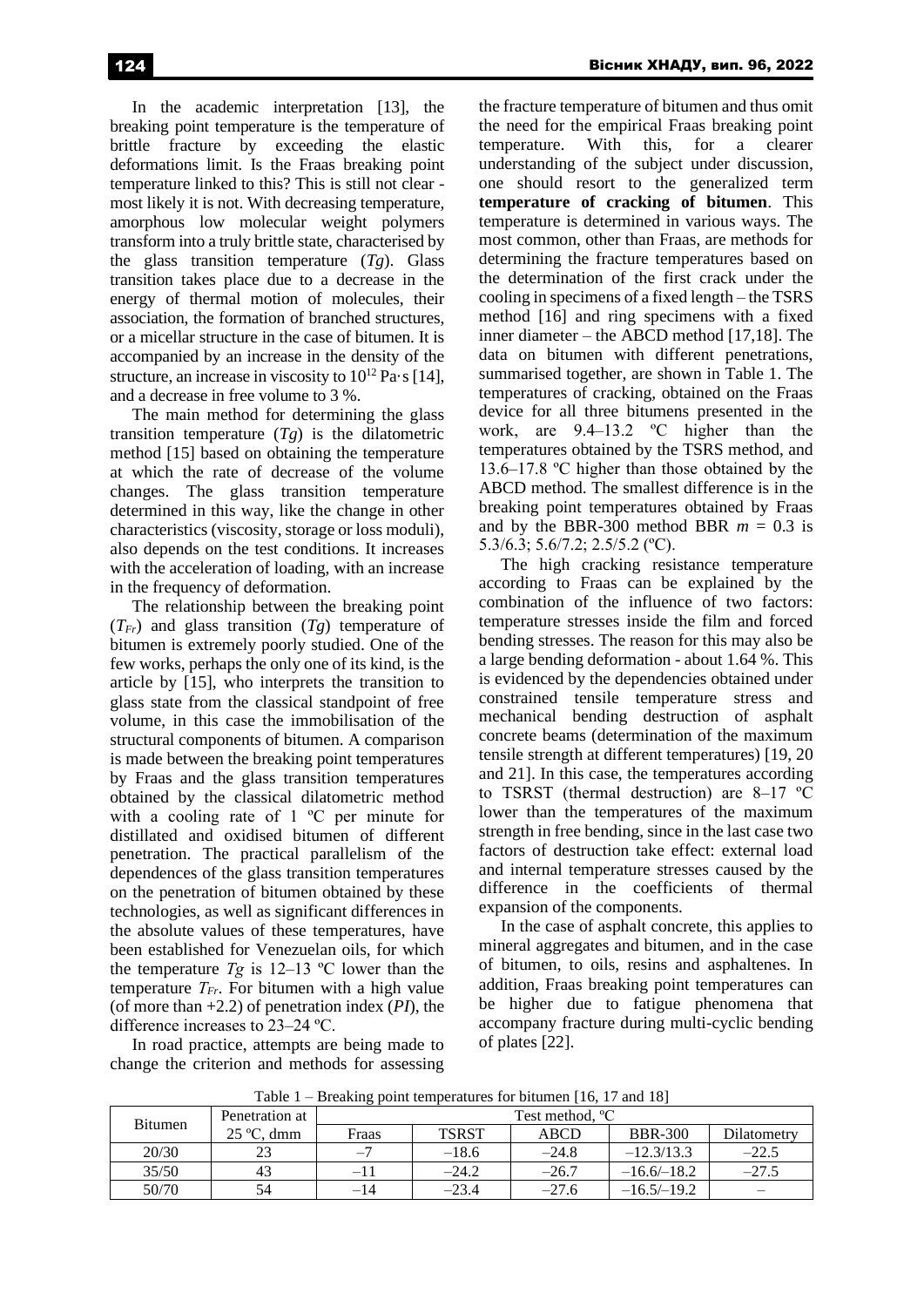In the academic interpretation [13], the breaking point temperature is the temperature of brittle fracture by exceeding the elastic deformations limit. Is the Fraas breaking point temperature linked to this? This is still not clear - most likely it is not. With decreasing temperature, amorphous low molecular weight polymers transform into a truly brittle state, characterised by the glass transition temperature ($Tg$). Glass transition takes place due to a decrease in the energy of thermal motion of molecules, their association, the formation of branched structures, or a micellar structure in the case of bitumen. It is accompanied by an increase in the density of the structure, an increase in viscosity to $10^{12}$ Pa·s [14], and a decrease in free volume to 3 %.

The main method for determining the glass transition temperature ($Tg$) is the dilatometric method [15] based on obtaining the temperature at which the rate of decrease of the volume changes. The glass transition temperature determined in this way, like the change in other characteristics (viscosity, storage or loss moduli), also depends on the test conditions. It increases with the acceleration of loading, with an increase in the frequency of deformation.

The relationship between the breaking point ($T_{Fr}$) and glass transition ($Tg$) temperature of bitumen is extremely poorly studied. One of the few works, perhaps the only one of its kind, is the article by [15], who interprets the transition to glass state from the classical standpoint of free volume, in this case the immobilisation of the structural components of bitumen. A comparison is made between the breaking point temperatures by Fraas and the glass transition temperatures obtained by the classical dilatometric method with a cooling rate of 1 ºC per minute for distilled and oxidised bitumen of different penetration. The practical parallelism of the dependences of the glass transition temperatures on the penetration of bitumen obtained by these technologies, as well as significant differences in the absolute values of these temperatures, have been established for Venezuelan oils, for which the temperature $Tg$ is 12–13 ºC lower than the temperature $T_{Fr}$. For bitumen with a high value (of more than +2.2) of penetration index ($PI$), the difference increases to 23–24 ºC.

In road practice, attempts are being made to change the criterion and methods for assessing the fracture temperature of bitumen and thus omit the need for the empirical Fraas breaking point temperature. With this, for a clearer understanding of the subject under discussion, one should resort to the generalized term **temperature of cracking of bitumen**. This temperature is determined in various ways. The most common, other than Fraas, are methods for determining the fracture temperatures based on the determination of the first crack under the cooling in specimens of a fixed length – the TSRS method [16] and ring specimens with a fixed inner diameter – the ABCD method [17,18]. The data on bitumen with different penetrations, summarised together, are shown in Table 1. The temperatures of cracking, obtained on the Fraas device for all three bitumens presented in the work, are 9.4–13.2 ºC higher than the temperatures obtained by the TSRS method, and 13.6–17.8 ºC higher than those obtained by the ABCD method. The smallest difference is in the breaking point temperatures obtained by Fraas and by the BBR-300 method BBR $m$ = 0.3 is 5.3/6.3; 5.6/7.2; 2.5/5.2 (ºC).

The high cracking resistance temperature according to Fraas can be explained by the combination of the influence of two factors: temperature stresses inside the film and forced bending stresses. The reason for this may also be a large bending deformation - about 1.64 %. This is evidenced by the dependencies obtained under constrained tensile temperature stress and mechanical bending destruction of asphalt concrete beams (determination of the maximum tensile strength at different temperatures) [19, 20 and 21]. In this case, the temperatures according to TSRST (thermal destruction) are 8–17 ºC lower than the temperatures of the maximum strength in free bending, since in the last case two factors of destruction take effect: external load and internal temperature stresses caused by the difference in the coefficients of thermal expansion of the components.

In the case of asphalt concrete, this applies to mineral aggregates and bitumen, and in the case of bitumen, to oils, resins and asphaltenes. In addition, Fraas breaking point temperatures can be higher due to fatigue phenomena that accompany fracture during multi-cyclic bending of plates [22].

Table 1 – Breaking point temperatures for bitumen [16, 17 and 18]

| Bitumen | Penetration at 25 ºC, dmm | Test method, ºC | | | | |
|---|---|---|---|---|---|---|
| | | Fraas | TSRST | ABCD | BBR-300 | Dilatometry |
| 20/30 | 23 | –7 | –18.6 | –24.8 | –12.3/13.3 | –22.5 |
| 35/50 | 43 | –11 | –24.2 | –26.7 | –16.6/–18.2 | –27.5 |
| 50/70 | 54 | –14 | –23.4 | –27.6 | –16.5/–19.2 | – |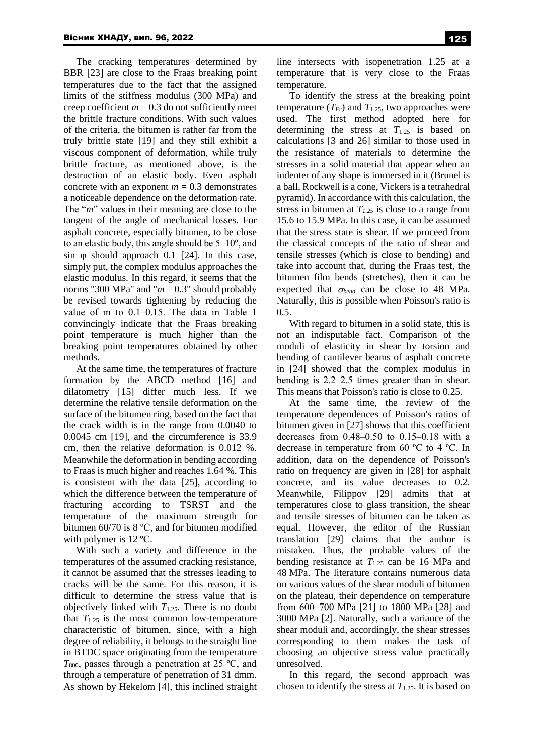The cracking temperatures determined by BBR [23] are close to the Fraas breaking point temperatures due to the fact that the assigned limits of the stiffness modulus (300 MPa) and creep coefficient $m = 0.3$ do not sufficiently meet the brittle fracture conditions. With such values of the criteria, the bitumen is rather far from the truly brittle state [19] and they still exhibit a viscous component of deformation, while truly brittle fracture, as mentioned above, is the destruction of an elastic body. Even asphalt concrete with an exponent $m = 0.3$ demonstrates a noticeable dependence on the deformation rate. The "*m*" values in their meaning are close to the tangent of the angle of mechanical losses. For asphalt concrete, especially bitumen, to be close to an elastic body, this angle should be 5–10º, and sin φ should approach 0.1 [24]. In this case, simply put, the complex modulus approaches the elastic modulus. In this regard, it seems that the norms "300 MPa" and "$m = 0.3$" should probably be revised towards tightening by reducing the value of m to 0.1–0.15. The data in Table 1 convincingly indicate that the Fraas breaking point temperature is much higher than the breaking point temperatures obtained by other methods.

At the same time, the temperatures of fracture formation by the ABCD method [16] and dilatometry [15] differ much less. If we determine the relative tensile deformation on the surface of the bitumen ring, based on the fact that the crack width is in the range from 0.0040 to 0.0045 cm [19], and the circumference is 33.9 cm, then the relative deformation is 0.012 %. Meanwhile the deformation in bending according to Fraas is much higher and reaches 1.64 %. This is consistent with the data [25], according to which the difference between the temperature of fracturing according to TSRST and the temperature of the maximum strength for bitumen 60/70 is 8 ºC, and for bitumen modified with polymer is 12 ºC.

With such a variety and difference in the temperatures of the assumed cracking resistance, it cannot be assumed that the stresses leading to cracks will be the same. For this reason, it is difficult to determine the stress value that is objectively linked with $T_{1.25}$. There is no doubt that $T_{1.25}$ is the most common low-temperature characteristic of bitumen, since, with a high degree of reliability, it belongs to the straight line in BTDC space originating from the temperature $T_{800}$, passes through a penetration at 25 ºC, and through a temperature of penetration of 31 dmm. As shown by Hekelom [4], this inclined straight line intersects with isopenetration 1.25 at a temperature that is very close to the Fraas temperature.

To identify the stress at the breaking point temperature ($T_{Fr}$) and $T_{1.25}$, two approaches were used. The first method adopted here for determining the stress at $T_{1.25}$ is based on calculations [3 and 26] similar to those used in the resistance of materials to determine the stresses in a solid material that appear when an indenter of any shape is immersed in it (Brunel is a ball, Rockwell is a cone, Vickers is a tetrahedral pyramid). In accordance with this calculation, the stress in bitumen at $T_{1.25}$ is close to a range from 15.6 to 15.9 MPa. In this case, it can be assumed that the stress state is shear. If we proceed from the classical concepts of the ratio of shear and tensile stresses (which is close to bending) and take into account that, during the Fraas test, the bitumen film bends (stretches), then it can be expected that $\sigma_{bend}$ can be close to 48 MPa. Naturally, this is possible when Poisson's ratio is 0.5.

With regard to bitumen in a solid state, this is not an indisputable fact. Comparison of the moduli of elasticity in shear by torsion and bending of cantilever beams of asphalt concrete in [24] showed that the complex modulus in bending is 2.2–2.5 times greater than in shear. This means that Poisson's ratio is close to 0.25.

At the same time, the review of the temperature dependences of Poisson's ratios of bitumen given in [27] shows that this coefficient decreases from 0.48–0.50 to 0.15–0.18 with a decrease in temperature from 60 ºC to 4 ºC. In addition, data on the dependence of Poisson's ratio on frequency are given in [28] for asphalt concrete, and its value decreases to 0.2. Meanwhile, Filippov [29] admits that at temperatures close to glass transition, the shear and tensile stresses of bitumen can be taken as equal. However, the editor of the Russian translation [29] claims that the author is mistaken. Thus, the probable values of the bending resistance at $T_{1.25}$ can be 16 MPa and 48 MPa. The literature contains numerous data on various values of the shear moduli of bitumen on the plateau, their dependence on temperature from 600–700 MPa [21] to 1800 MPa [28] and 3000 MPa [2]. Naturally, such a variance of the shear moduli and, accordingly, the shear stresses corresponding to them makes the task of choosing an objective stress value practically unresolved.

In this regard, the second approach was chosen to identify the stress at $T_{1.25}$. It is based on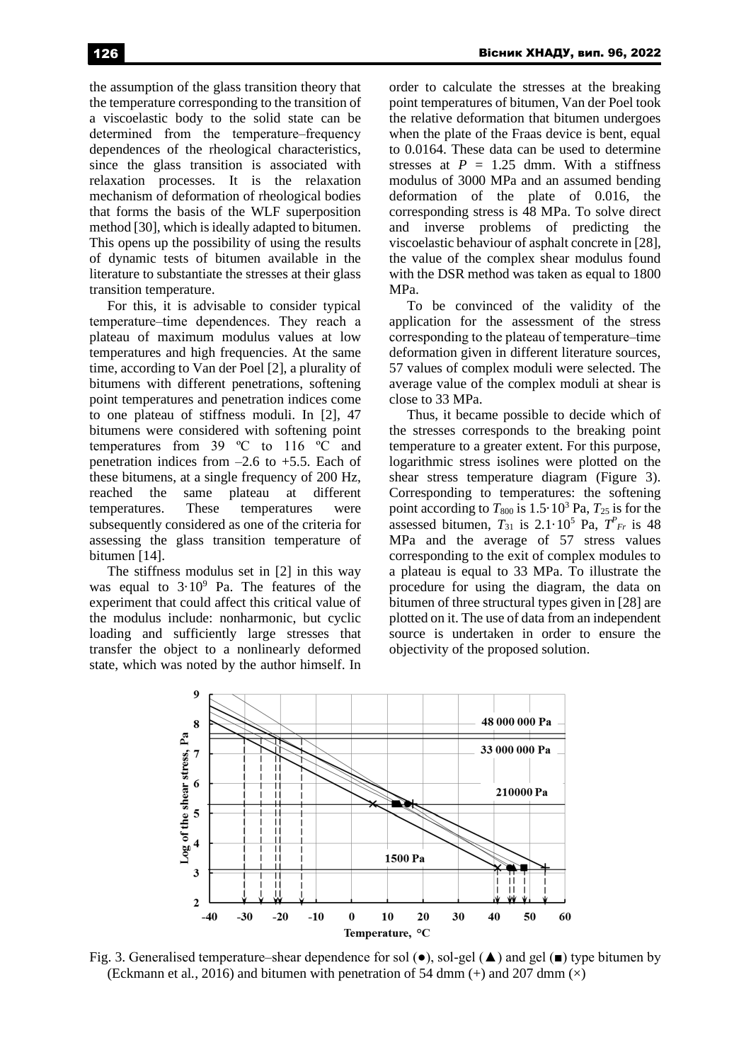the assumption of the glass transition theory that the temperature corresponding to the transition of a viscoelastic body to the solid state can be determined from the temperature–frequency dependences of the rheological characteristics, since the glass transition is associated with relaxation processes. It is the relaxation mechanism of deformation of rheological bodies that forms the basis of the WLF superposition method [30], which is ideally adapted to bitumen. This opens up the possibility of using the results of dynamic tests of bitumen available in the literature to substantiate the stresses at their glass transition temperature.

For this, it is advisable to consider typical temperature–time dependences. They reach a plateau of maximum modulus values at low temperatures and high frequencies. At the same time, according to Van der Poel [2], a plurality of bitumens with different penetrations, softening point temperatures and penetration indices come to one plateau of stiffness moduli. In [2], 47 bitumens were considered with softening point temperatures from 39 ºC to 116 ºC and penetration indices from –2.6 to +5.5. Each of these bitumens, at a single frequency of 200 Hz, reached the same plateau at different temperatures. These temperatures were subsequently considered as one of the criteria for assessing the glass transition temperature of bitumen [14].

The stiffness modulus set in [2] in this way was equal to $3 \cdot 10^9$ Pa. The features of the experiment that could affect this critical value of the modulus include: nonharmonic, but cyclic loading and sufficiently large stresses that transfer the object to a nonlinearly deformed state, which was noted by the author himself. In order to calculate the stresses at the breaking point temperatures of bitumen, Van der Poel took the relative deformation that bitumen undergoes when the plate of the Fraas device is bent, equal to 0.0164. These data can be used to determine stresses at $P$ = 1.25 dmm. With a stiffness modulus of 3000 MPa and an assumed bending deformation of the plate of 0.016, the corresponding stress is 48 MPa. To solve direct and inverse problems of predicting the viscoelastic behaviour of asphalt concrete in [28], the value of the complex shear modulus found with the DSR method was taken as equal to 1800 MPa.

To be convinced of the validity of the application for the assessment of the stress corresponding to the plateau of temperature–time deformation given in different literature sources, 57 values of complex moduli were selected. The average value of the complex moduli at shear is close to 33 MPa.

Thus, it became possible to decide which of the stresses corresponds to the breaking point temperature to a greater extent. For this purpose, logarithmic stress isolines were plotted on the shear stress temperature diagram (Figure 3). Corresponding to temperatures: the softening point according to $T_{800}$ is $1.5 \cdot 10^3$ Pa, $T_{25}$ is for the assessed bitumen, $T_{31}$ is $2.1 \cdot 10^5$ Pa, $T^P_{Fr}$ is 48 MPa and the average of 57 stress values corresponding to the exit of complex modules to a plateau is equal to 33 MPa. To illustrate the procedure for using the diagram, the data on bitumen of three structural types given in [28] are plotted on it. The use of data from an independent source is undertaken in order to ensure the objectivity of the proposed solution.

Fig. 3. Generalised temperature–shear dependence for sol (●), sol-gel (▲) and gel (■) type bitumen by (Eckmann et al., 2016) and bitumen with penetration of 54 dmm (+) and 207 dmm (×)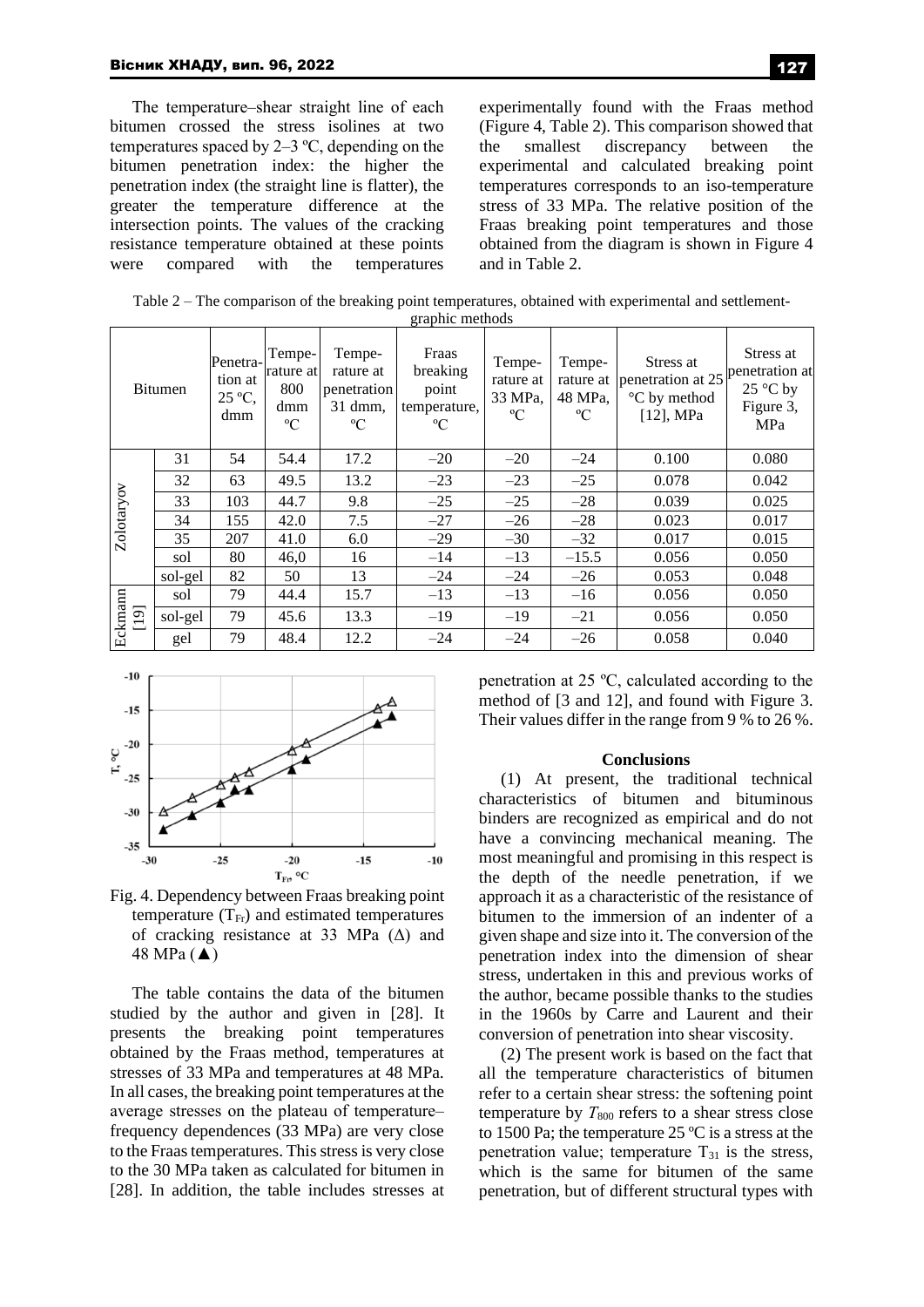The temperature–shear straight line of each bitumen crossed the stress isolines at two temperatures spaced by 2–3 ºC, depending on the bitumen penetration index: the higher the penetration index (the straight line is flatter), the greater the temperature difference at the intersection points. The values of the cracking resistance temperature obtained at these points were compared with the temperatures experimentally found with the Fraas method (Figure 4, Table 2). This comparison showed that the smallest discrepancy between the experimental and calculated breaking point temperatures corresponds to an iso-temperature stress of 33 MPa. The relative position of the Fraas breaking point temperatures and those obtained from the diagram is shown in Figure 4 and in Table 2.

Table 2 – The comparison of the breaking point temperatures, obtained with experimental and settlement-graphic methods

| Bitumen | | Penetration at 25 ºC, dmm | Temperature at 800 dmm ºC | Temperature at penetration 31 dmm, ºC | Fraas breaking point temperature, ºC | Temperature at 33 MPa, ºC | Temperature at 48 MPa, ºC | Stress at penetration at 25 ºC by method [12], MPa | Stress at penetration at 25 ºC by Figure 3, MPa |
|---|---|---|---|---|---|---|---|---|---|
| Zolotaryov | 31 | 54 | 54.4 | 17.2 | –20 | –20 | –24 | 0.100 | 0.080 |
| | 32 | 63 | 49.5 | 13.2 | –23 | –23 | –25 | 0.078 | 0.042 |
| | 33 | 103 | 44.7 | 9.8 | –25 | –25 | –28 | 0.039 | 0.025 |
| | 34 | 155 | 42.0 | 7.5 | –27 | –26 | –28 | 0.023 | 0.017 |
| | 35 | 207 | 41.0 | 6.0 | –29 | –30 | –32 | 0.017 | 0.015 |
| | sol | 80 | 46,0 | 16 | –14 | –13 | –15.5 | 0.056 | 0.050 |
| | sol-gel | 82 | 50 | 13 | –24 | –24 | –26 | 0.053 | 0.048 |
| Eckmann [19] | sol | 79 | 44.4 | 15.7 | –13 | –13 | –16 | 0.056 | 0.050 |
| | sol-gel | 79 | 45.6 | 13.3 | –19 | –19 | –21 | 0.056 | 0.050 |
| | gel | 79 | 48.4 | 12.2 | –24 | –24 | –26 | 0.058 | 0.040 |

Fig. 4. Dependency between Fraas breaking point temperature ($T_{Fr}$) and estimated temperatures of cracking resistance at 33 MPa (∆) and 48 MPa (▲)

The table contains the data of the bitumen studied by the author and given in [28]. It presents the breaking point temperatures obtained by the Fraas method, temperatures at stresses of 33 MPa and temperatures at 48 MPa. In all cases, the breaking point temperatures at the average stresses on the plateau of temperature–frequency dependences (33 MPa) are very close to the Fraas temperatures. This stress is very close to the 30 MPa taken as calculated for bitumen in [28]. In addition, the table includes stresses at penetration at 25 ºC, calculated according to the method of [3 and 12], and found with Figure 3. Their values differ in the range from 9 % to 26 %.

### Conclusions

(1) At present, the traditional technical characteristics of bitumen and bituminous binders are recognized as empirical and do not have a convincing mechanical meaning. The most meaningful and promising in this respect is the depth of the needle penetration, if we approach it as a characteristic of the resistance of bitumen to the immersion of an indenter of a given shape and size into it. The conversion of the penetration index into the dimension of shear stress, undertaken in this and previous works of the author, became possible thanks to the studies in the 1960s by Carre and Laurent and their conversion of penetration into shear viscosity.

(2) The present work is based on the fact that all the temperature characteristics of bitumen refer to a certain shear stress: the softening point temperature by $T_{800}$ refers to a shear stress close to 1500 Pa; the temperature 25 ºC is a stress at the penetration value; temperature $T_{31}$ is the stress, which is the same for bitumen of the same penetration, but of different structural types with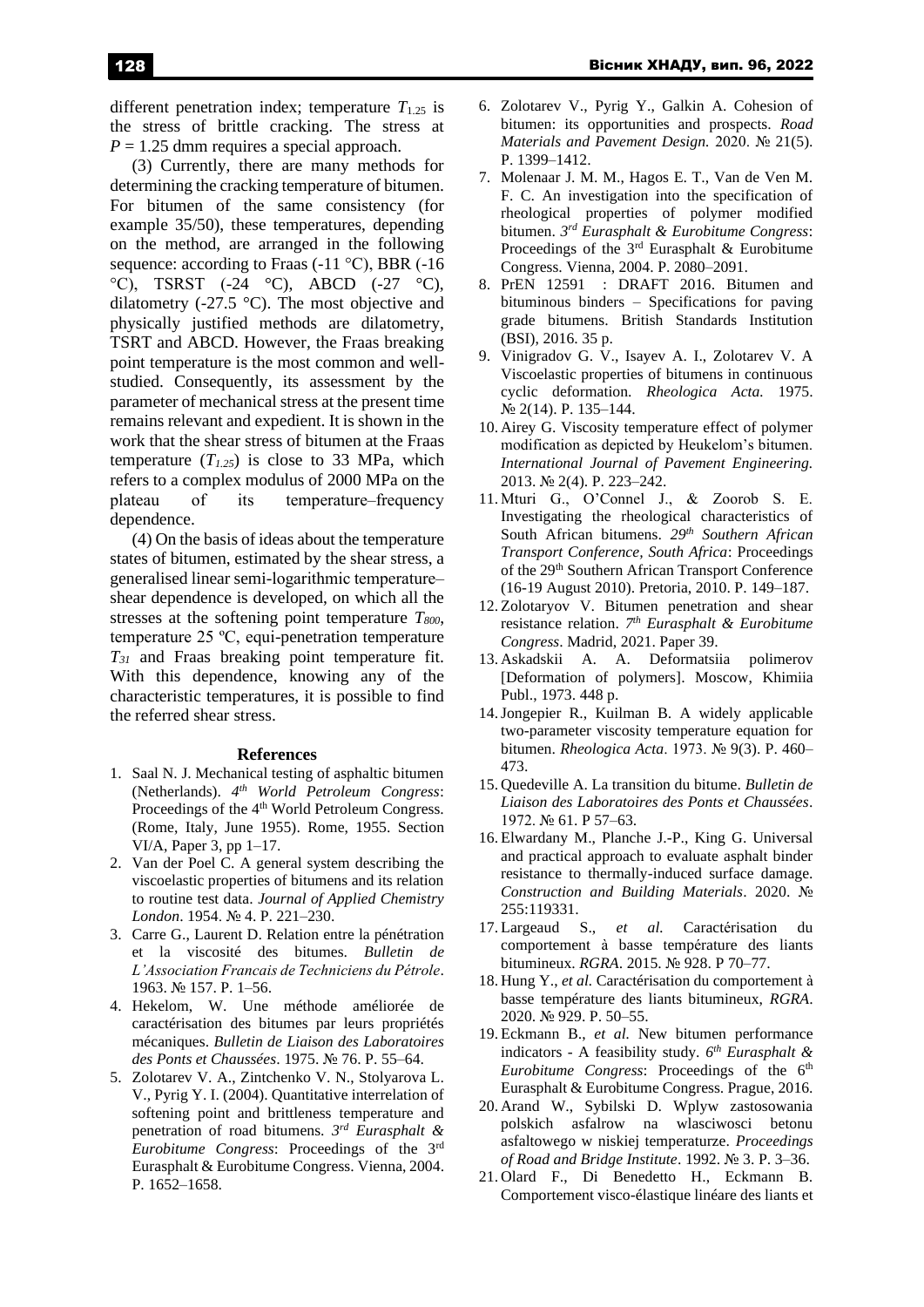different penetration index; temperature $T_{1.25}$ is the stress of brittle cracking. The stress at $P = 1.25$ dmm requires a special approach.

(3) Currently, there are many methods for determining the cracking temperature of bitumen. For bitumen of the same consistency (for example 35/50), these temperatures, depending on the method, are arranged in the following sequence: according to Fraas (-11 °C), BBR (-16 °C), TSRST (-24 °C), ABCD (-27 °C), dilatometry (-27.5 °C). The most objective and physically justified methods are dilatometry, TSRT and ABCD. However, the Fraas breaking point temperature is the most common and well-studied. Consequently, its assessment by the parameter of mechanical stress at the present time remains relevant and expedient. It is shown in the work that the shear stress of bitumen at the Fraas temperature ($T_{1.25}$) is close to 33 MPa, which refers to a complex modulus of 2000 MPa on the plateau of its temperature–frequency dependence.

(4) On the basis of ideas about the temperature states of bitumen, estimated by the shear stress, a generalised linear semi-logarithmic temperature–shear dependence is developed, on which all the stresses at the softening point temperature $T_{800}$, temperature 25 ºC, equi-penetration temperature $T_{31}$ and Fraas breaking point temperature fit. With this dependence, knowing any of the characteristic temperatures, it is possible to find the referred shear stress.

## References

1. Saal N. J. Mechanical testing of asphaltic bitumen (Netherlands). *4th World Petroleum Congress*: Proceedings of the 4th World Petroleum Congress. (Rome, Italy, June 1955). Rome, 1955. Section VI/A, Paper 3, pp 1–17.
2. Van der Poel C. A general system describing the viscoelastic properties of bitumens and its relation to routine test data. *Journal of Applied Chemistry London*. 1954. № 4. P. 221–230.
3. Carre G., Laurent D. Relation entre la pénétration et la viscosité des bitumes. *Bulletin de L'Association Francais de Techniciens du Pétrole*. 1963. № 157. P. 1–56.
4. Hekelom, W. Une méthode améliorée de caractérisation des bitumes par leurs propriétés mécaniques. *Bulletin de Liaison des Laboratoires des Ponts et Chaussées*. 1975. № 76. P. 55–64.
5. Zolotarev V. A., Zintchenko V. N., Stolyarova L. V., Pyrig Y. I. (2004). Quantitative interrelation of softening point and brittleness temperature and penetration of road bitumens. *3rd Eurasphalt & Eurobitume Congress*: Proceedings of the 3rd Eurasphalt & Eurobitume Congress. Vienna, 2004. P. 1652–1658.
6. Zolotarev V., Pyrig Y., Galkin A. Cohesion of bitumen: its opportunities and prospects. *Road Materials and Pavement Design.* 2020. № 21(5). P. 1399–1412.
7. Molenaar J. M. M., Hagos E. T., Van de Ven M. F. C. An investigation into the specification of rheological properties of polymer modified bitumen. *3rd Eurasphalt & Eurobitume Congress*: Proceedings of the 3rd Eurasphalt & Eurobitume Congress. Vienna, 2004. P. 2080–2091.
8. PrEN 12591 : DRAFT 2016. Bitumen and bituminous binders – Specifications for paving grade bitumens. British Standards Institution (BSI), 2016. 35 p.
9. Vinigradov G. V., Isayev A. I., Zolotarev V. A Viscoelastic properties of bitumens in continuous cyclic deformation. *Rheologica Acta.* 1975. № 2(14). P. 135–144.
10. Airey G. Viscosity temperature effect of polymer modification as depicted by Heukelom's bitumen. *International Journal of Pavement Engineering.* 2013. № 2(4). P. 223–242.
11. Mturi G., O'Connel J., & Zoorob S. E. Investigating the rheological characteristics of South African bitumens. *29th Southern African Transport Conference, South Africa*: Proceedings of the 29th Southern African Transport Conference (16-19 August 2010). Pretoria, 2010. P. 149–187.
12. Zolotaryov V. Bitumen penetration and shear resistance relation. *7th Eurasphalt & Eurobitume Congress*. Madrid, 2021. Paper 39.
13. Askadskii A. A. Deformatsiia polimerov [Deformation of polymers]. Moscow, Khimiia Publ., 1973. 448 p.
14. Jongepier R., Kuilman B. A widely applicable two-parameter viscosity temperature equation for bitumen. *Rheologica Acta*. 1973. № 9(3). P. 460–473.
15. Quedeville A. La transition du bitume. *Bulletin de Liaison des Laboratoires des Ponts et Chaussées*. 1972. № 61. P 57–63.
16. Elwardany M., Planche J.-P., King G. Universal and practical approach to evaluate asphalt binder resistance to thermally-induced surface damage. *Construction and Building Materials*. 2020. № 255:119331.
17. Largeaud S., *et al.* Caractérisation du comportement à basse température des liants bitumineux. *RGRA*. 2015. № 928. P 70–77.
18. Hung Y., *et al.* Caractérisation du comportement à basse température des liants bitumineux, *RGRA*. 2020. № 929. P. 50–55.
19. Eckmann B., *et al.* New bitumen performance indicators - A feasibility study. *6th Eurasphalt & Eurobitume Congress*: Proceedings of the 6th Eurasphalt & Eurobitume Congress. Prague, 2016.
20. Arand W., Sybilski D. Wplyw zastosowania polskich asfalrow na wlasciwosci betonu asfaltowego w niskiej temperaturze. *Proceedings of Road and Bridge Institute*. 1992. № 3. P. 3–36.
21. Olard F., Di Benedetto H., Eckmann B. Comportement visco-élastique linéare des liants et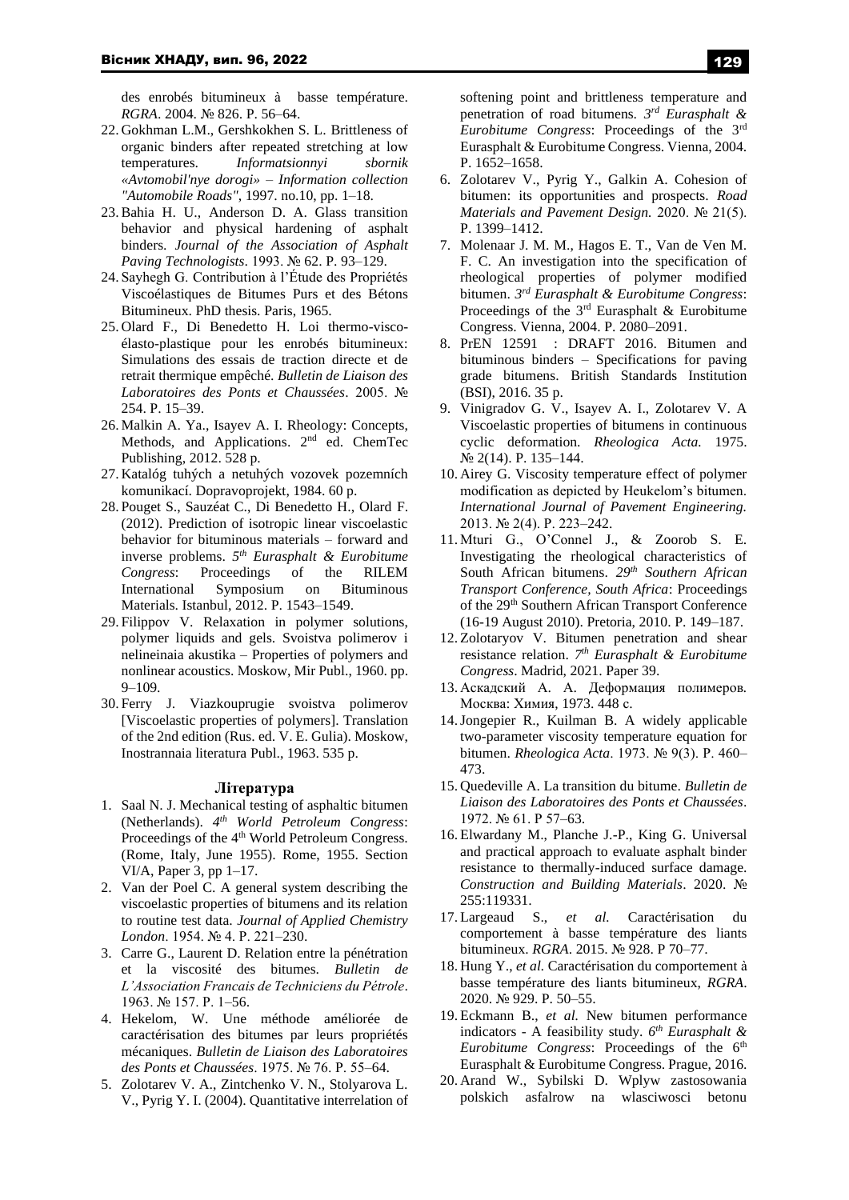des enrobés bitumineux à basse température. *RGRA*. 2004. № 826. P. 56–64.

22. Gokhman L.M., Gershkokhen S. L. Brittleness of organic binders after repeated stretching at low temperatures. *Informatsionnyi sbornik «Avtomobil'nye dorogi» – Information collection "Automobile Roads"*, 1997. no.10, pp. 1–18.
23. Bahia H. U., Anderson D. A. Glass transition behavior and physical hardening of asphalt binders. *Journal of the Association of Asphalt Paving Technologists*. 1993. № 62. P. 93–129.
24. Sayhegh G. Contribution à l'Étude des Propriétés Viscoélastiques de Bitumes Purs et des Bétons Bitumineux. PhD thesis. Paris, 1965.
25. Olard F., Di Benedetto H. Loi thermo-visco-élasto-plastique pour les enrobés bitumineux: Simulations des essais de traction directe et de retrait thermique empêché. *Bulletin de Liaison des Laboratoires des Ponts et Chaussées*. 2005. № 254. P. 15–39.
26. Malkin A. Ya., Isayev A. I. Rheology: Concepts, Methods, and Applications. 2nd ed. ChemTec Publishing, 2012. 528 p.
27. Katalóg tuhých a netuhých vozovek pozemních komunikací. Dopravoprojekt, 1984. 60 p.
28. Pouget S., Sauzéat C., Di Benedetto H., Olard F. (2012). Prediction of isotropic linear viscoelastic behavior for bituminous materials – forward and inverse problems. *5th Eurasphalt & Eurobitume Congress*: Proceedings of the RILEM International Symposium on Bituminous Materials. Istanbul, 2012. P. 1543–1549.
29. Filippov V. Relaxation in polymer solutions, polymer liquids and gels. Svoistva polimerov i nelineinaia akustika – Properties of polymers and nonlinear acoustics. Moskow, Mir Publ., 1960. pp. 9–109.
30. Ferry J. Viazkouprugie svoistva polimerov [Viscoelastic properties of polymers]. Translation of the 2nd edition (Rus. ed. V. E. Gulia). Moskow, Inostrannaia literatura Publ., 1963. 535 p.

## Література

1. Saal N. J. Mechanical testing of asphaltic bitumen (Netherlands). *4th World Petroleum Congress*: Proceedings of the 4th World Petroleum Congress. (Rome, Italy, June 1955). Rome, 1955. Section VI/A, Paper 3, pp 1–17.
2. Van der Poel C. A general system describing the viscoelastic properties of bitumens and its relation to routine test data. *Journal of Applied Chemistry London*. 1954. № 4. P. 221–230.
3. Carre G., Laurent D. Relation entre la pénétration et la viscosité des bitumes. *Bulletin de L'Association Francais de Techniciens du Pétrole*. 1963. № 157. P. 1–56.
4. Hekelom, W. Une méthode améliorée de caractérisation des bitumes par leurs propriétés mécaniques. *Bulletin de Liaison des Laboratoires des Ponts et Chaussées*. 1975. № 76. P. 55–64.
5. Zolotarev V. A., Zintchenko V. N., Stolyarova L. V., Pyrig Y. I. (2004). Quantitative interrelation of softening point and brittleness temperature and penetration of road bitumens. *3rd Eurasphalt & Eurobitume Congress*: Proceedings of the 3rd Eurasphalt & Eurobitume Congress. Vienna, 2004. P. 1652–1658.
6. Zolotarev V., Pyrig Y., Galkin A. Cohesion of bitumen: its opportunities and prospects. *Road Materials and Pavement Design.* 2020. № 21(5). P. 1399–1412.
7. Molenaar J. M. M., Hagos E. T., Van de Ven M. F. C. An investigation into the specification of rheological properties of polymer modified bitumen. *3rd Eurasphalt & Eurobitume Congress*: Proceedings of the 3rd Eurasphalt & Eurobitume Congress. Vienna, 2004. P. 2080–2091.
8. PrEN 12591 : DRAFT 2016. Bitumen and bituminous binders – Specifications for paving grade bitumens. British Standards Institution (BSI), 2016. 35 p.
9. Vinigradov G. V., Isayev A. I., Zolotarev V. A Viscoelastic properties of bitumens in continuous cyclic deformation. *Rheologica Acta.* 1975. № 2(14). P. 135–144.
10. Airey G. Viscosity temperature effect of polymer modification as depicted by Heukelom's bitumen. *International Journal of Pavement Engineering.* 2013. № 2(4). P. 223–242.
11. Mturi G., O'Connel J., & Zoorob S. E. Investigating the rheological characteristics of South African bitumens. *29th Southern African Transport Conference, South Africa*: Proceedings of the 29th Southern African Transport Conference (16-19 August 2010). Pretoria, 2010. P. 149–187.
12. Zolotaryov V. Bitumen penetration and shear resistance relation. *7th Eurasphalt & Eurobitume Congress*. Madrid, 2021. Paper 39.
13. Аскадский А. А. Деформация полимеров. Москва: Химия, 1973. 448 с.
14. Jongepier R., Kuilman B. A widely applicable two-parameter viscosity temperature equation for bitumen. *Rheologica Acta*. 1973. № 9(3). P. 460–473.
15. Quedeville A. La transition du bitume. *Bulletin de Liaison des Laboratoires des Ponts et Chaussées*. 1972. № 61. P 57–63.
16. Elwardany M., Planche J.-P., King G. Universal and practical approach to evaluate asphalt binder resistance to thermally-induced surface damage. *Construction and Building Materials*. 2020. № 255:119331.
17. Largeaud S., *et al.* Caractérisation du comportement à basse température des liants bitumineux. *RGRA*. 2015. № 928. P 70–77.
18. Hung Y., *et al.* Caractérisation du comportement à basse température des liants bitumineux, *RGRA*. 2020. № 929. P. 50–55.
19. Eckmann B., *et al.* New bitumen performance indicators - A feasibility study. *6th Eurasphalt & Eurobitume Congress*: Proceedings of the 6th Eurasphalt & Eurobitume Congress. Prague, 2016.
20. Arand W., Sybilski D. Wplyw zastosowania polskich asfalrow na wlasciwosci betonu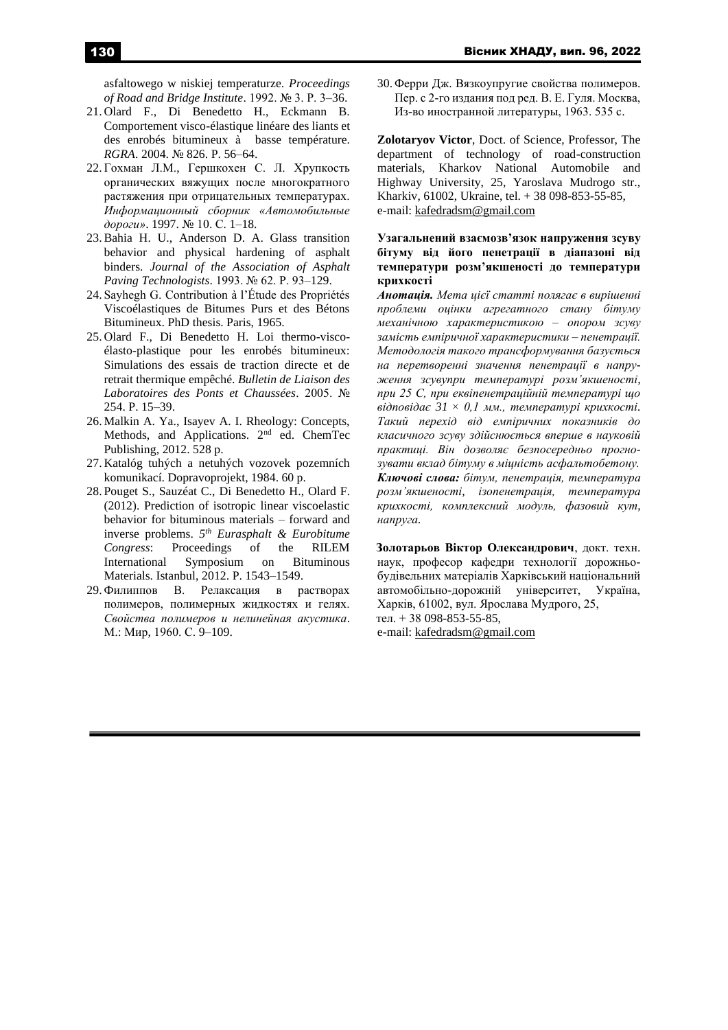asfaltowego w niskiej temperaturze. *Proceedings of Road and Bridge Institute*. 1992. № 3. P. 3–36.

21. Olard F., Di Benedetto H., Eckmann B. Comportement visco-élastique linéare des liants et des enrobés bitumineux à basse température. *RGRA*. 2004. № 826. P. 56–64.
22. Гохман Л.М., Гершкохен С. Л. Хрупкость органических вяжущих после многократного растяжения при отрицательных температурах. *Информационный сборник «Автомобильные дороги»*. 1997. № 10. С. 1–18.
23. Bahia H. U., Anderson D. A. Glass transition behavior and physical hardening of asphalt binders. *Journal of the Association of Asphalt Paving Technologists*. 1993. № 62. P. 93–129.
24. Sayhegh G. Contribution à l'Étude des Propriétés Viscoélastiques de Bitumes Purs et des Bétons Bitumineux. PhD thesis. Paris, 1965.
25. Olard F., Di Benedetto H. Loi thermo-visco-élasto-plastique pour les enrobés bitumineux: Simulations des essais de traction directe et de retrait thermique empêché. *Bulletin de Liaison des Laboratoires des Ponts et Chaussées*. 2005. № 254. P. 15–39.
26. Malkin A. Ya., Isayev A. I. Rheology: Concepts, Methods, and Applications. 2nd ed. ChemTec Publishing, 2012. 528 p.
27. Katalóg tuhých a netuhých vozovek pozemních komunikací. Dopravoprojekt, 1984. 60 p.
28. Pouget S., Sauzéat C., Di Benedetto H., Olard F. (2012). Prediction of isotropic linear viscoelastic behavior for bituminous materials – forward and inverse problems. *5th Eurasphalt & Eurobitume Congress*: Proceedings of the RILEM International Symposium on Bituminous Materials. Istanbul, 2012. P. 1543–1549.
29. Филиппов В. Релаксация в растворах полимеров, полимерных жидкостях и гелях. *Свойства полимеров и нелинейная акустика*. М.: Мир, 1960. С. 9–109.
30. Ферри Дж. Вязкоупругие свойства полимеров. Пер. с 2-го издания под ред. В. Е. Гуля. Москва, Из-во иностранной литературы, 1963. 535 с.

**Zolotaryov Victor**, Doct. of Science, Professor, The department of technology of road-construction materials, Kharkov National Automobile and Highway University, 25, Yaroslava Mudrogo str., Kharkiv, 61002, Ukraine, tel. + 38 098-853-55-85, e-mail: kafedradsm@gmail.com

**Узагальнений взаємозв'язок напруження зсуву бітуму від його пенетрації в діапазоні від температури розм'якшеності до температури крихкості**

***Анотація.*** *Мета цієї статті полягає в вирішенні проблеми оцінки агрегатного стану бітуму механічною характеристикою – опором зсуву замість емпіричної характеристики – пенетрації. Методологія такого трансформування базується на перетворенні значення пенетрації в напруження зсувупри температурі розм'якшеності, при 25 С, при еквіпенетраційній температурі що відповідає 31 × 0,1 мм., температурі крихкості. Такий перехід від емпіричних показників до класичного зсуву здійснюється вперше в науковій практиці. Він дозволяє безпосередньо прогнозувати вклад бітуму в міцність асфальтобетону.*

***Ключові слова:*** *бітум, пенетрація, температура розм'якшеності, ізопенетрація, температура крихкості, комплексний модуль, фазовий кут, напруга.*

**Золотарьов Віктор Олександрович**, докт. техн. наук, професор кафедри технології дорожньо-будівельних матеріалів Харківський національний автомобільно-дорожній університет, Україна, Харків, 61002, вул. Ярослава Мудрого, 25, тел. + 38 098-853-55-85, e-mail: kafedradsm@gmail.com